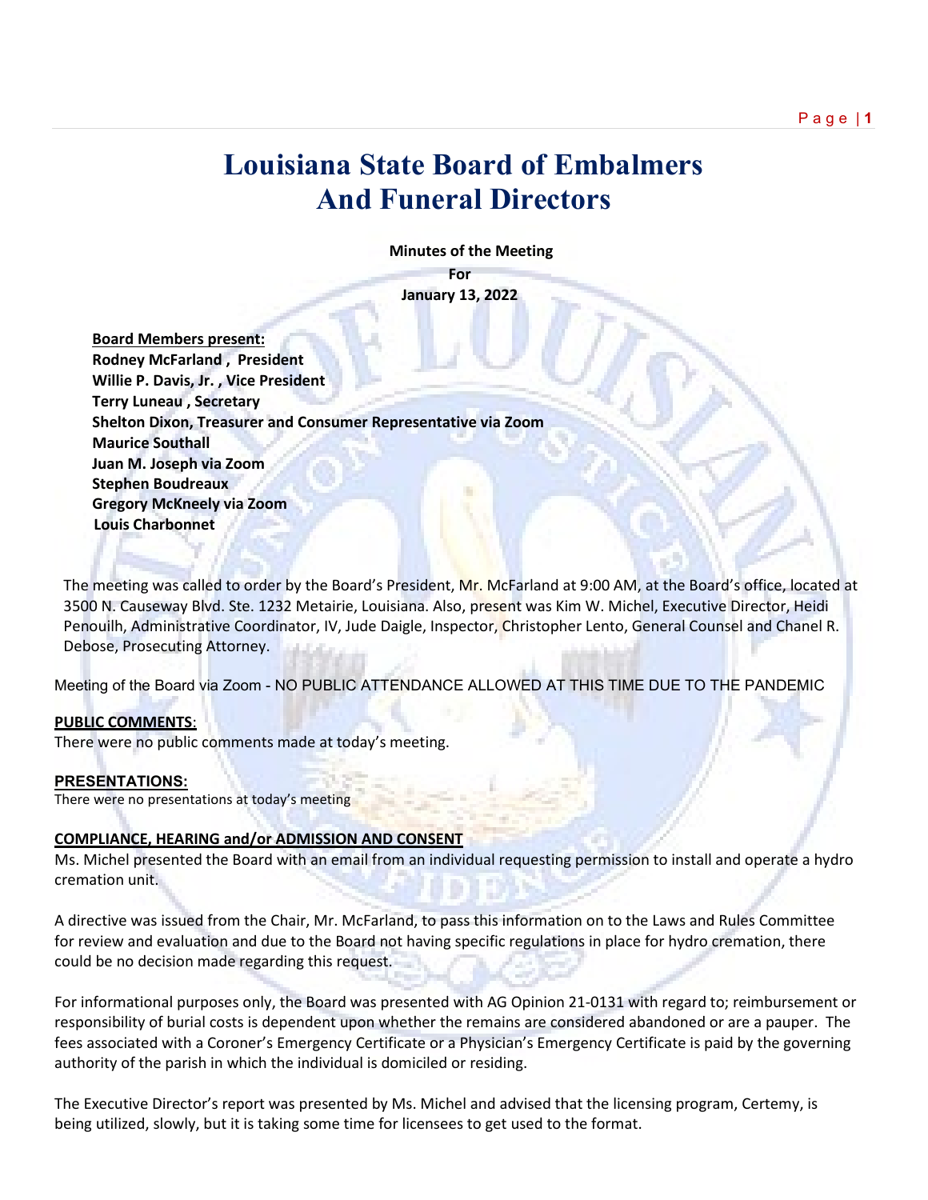# Louisiana State Board of Embalmers And Funeral Directors

**Minutes of the Meeting**

**For**

**January 13, 2022**

**Board Members present:**
**Rodney McFarland , President**
**Willie P. Davis, Jr. , Vice President**
**Terry Luneau , Secretary**
**Shelton Dixon, Treasurer and Consumer Representative via Zoom**
**Maurice Southall**
**Juan M. Joseph via Zoom**
**Stephen Boudreaux**
**Gregory McKneely via Zoom**
**Louis Charbonnet**

The meeting was called to order by the Board's President, Mr. McFarland at 9:00 AM, at the Board's office, located at 3500 N. Causeway Blvd. Ste. 1232 Metairie, Louisiana. Also, present was Kim W. Michel, Executive Director, Heidi Penouilh, Administrative Coordinator, IV, Jude Daigle, Inspector, Christopher Lento, General Counsel and Chanel R. Debose, Prosecuting Attorney.

Meeting of the Board via Zoom - NO PUBLIC ATTENDANCE ALLOWED AT THIS TIME DUE TO THE PANDEMIC

**PUBLIC COMMENTS**:
There were no public comments made at today's meeting.

**PRESENTATIONS:**
There were no presentations at today's meeting

**COMPLIANCE, HEARING and/or ADMISSION AND CONSENT**
Ms. Michel presented the Board with an email from an individual requesting permission to install and operate a hydro cremation unit.

A directive was issued from the Chair, Mr. McFarland, to pass this information on to the Laws and Rules Committee for review and evaluation and due to the Board not having specific regulations in place for hydro cremation, there could be no decision made regarding this request.

For informational purposes only, the Board was presented with AG Opinion 21-0131 with regard to; reimbursement or responsibility of burial costs is dependent upon whether the remains are considered abandoned or are a pauper. The fees associated with a Coroner's Emergency Certificate or a Physician's Emergency Certificate is paid by the governing authority of the parish in which the individual is domiciled or residing.

The Executive Director's report was presented by Ms. Michel and advised that the licensing program, Certemy, is being utilized, slowly, but it is taking some time for licensees to get used to the format.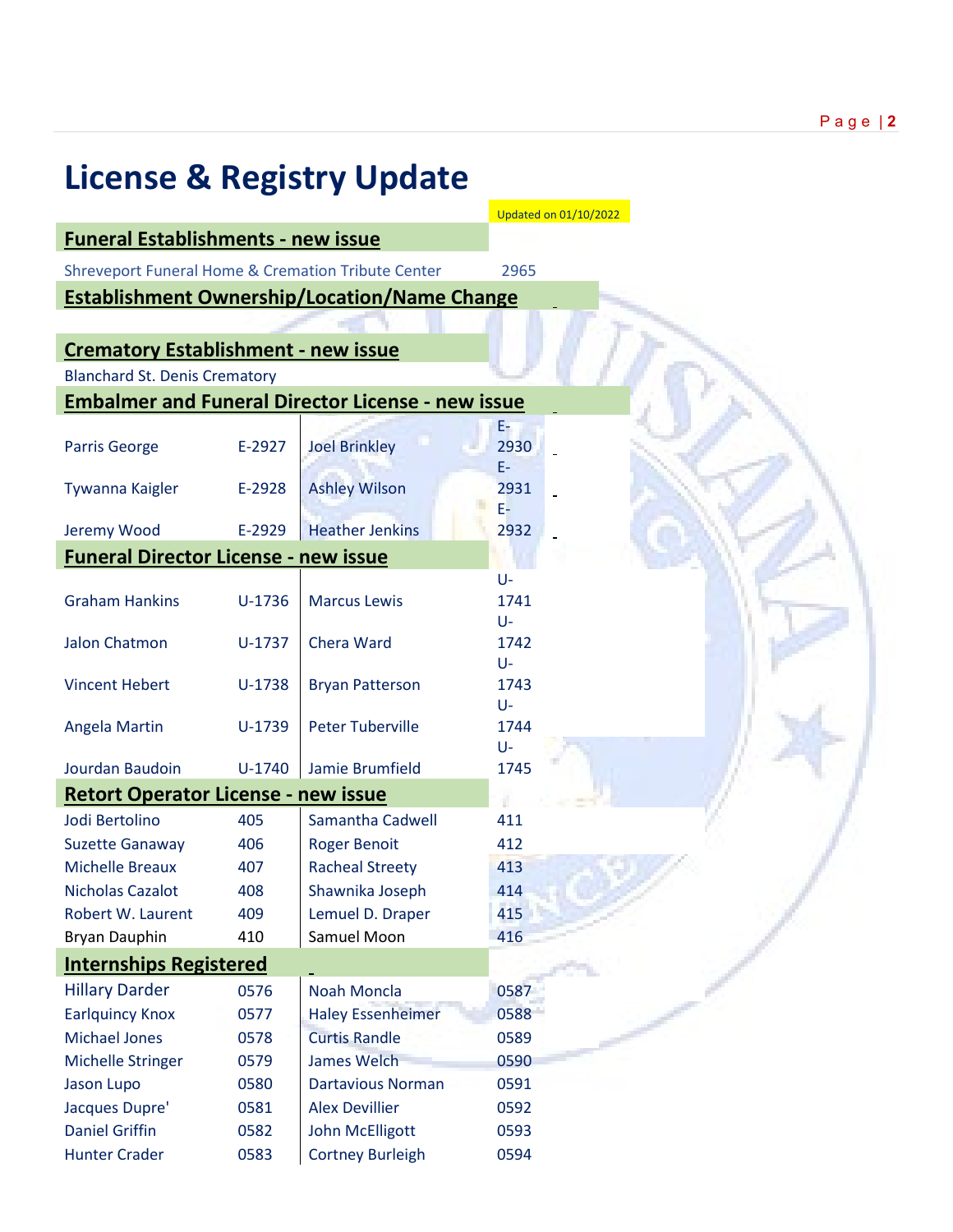# License & Registry Update

Updated on 01/10/2022

## Funeral Establishments - new issue

Shreveport Funeral Home & Cremation Tribute Center 2965

## Establishment Ownership/Location/Name Change

## Crematory Establishment - new issue

Blanchard St. Denis Crematory

## Embalmer and Funeral Director License - new issue

| Name | License | Name | License |
|---|---|---|---|
| Parris George | E-2927 | Joel Brinkley | E-2930 |
| Tywanna Kaigler | E-2928 | Ashley Wilson | E-2931 |
| Jeremy Wood | E-2929 | Heather Jenkins | E-2932 |

## Funeral Director License - new issue

| Name | License | Name | License |
|---|---|---|---|
| Graham Hankins | U-1736 | Marcus Lewis | U-1741 |
| Jalon Chatmon | U-1737 | Chera Ward | U-1742 |
| Vincent Hebert | U-1738 | Bryan Patterson | U-1743 |
| Angela Martin | U-1739 | Peter Tuberville | U-1744 |
| Jourdan Baudoin | U-1740 | Jamie Brumfield | U-1745 |

## Retort Operator License - new issue

| Name | License | Name | License |
|---|---|---|---|
| Jodi Bertolino | 405 | Samantha Cadwell | 411 |
| Suzette Ganaway | 406 | Roger Benoit | 412 |
| Michelle Breaux | 407 | Racheal Streety | 413 |
| Nicholas Cazalot | 408 | Shawnika Joseph | 414 |
| Robert W. Laurent | 409 | Lemuel D. Draper | 415 |
| Bryan Dauphin | 410 | Samuel Moon | 416 |

## Internships Registered

| Name | Number | Name | Number |
|---|---|---|---|
| Hillary Darder | 0576 | Noah Moncla | 0587 |
| Earlquincy Knox | 0577 | Haley Essenheimer | 0588 |
| Michael Jones | 0578 | Curtis Randle | 0589 |
| Michelle Stringer | 0579 | James Welch | 0590 |
| Jason Lupo | 0580 | Dartavious Norman | 0591 |
| Jacques Dupre' | 0581 | Alex Devillier | 0592 |
| Daniel Griffin | 0582 | John McElligott | 0593 |
| Hunter Crader | 0583 | Cortney Burleigh | 0594 |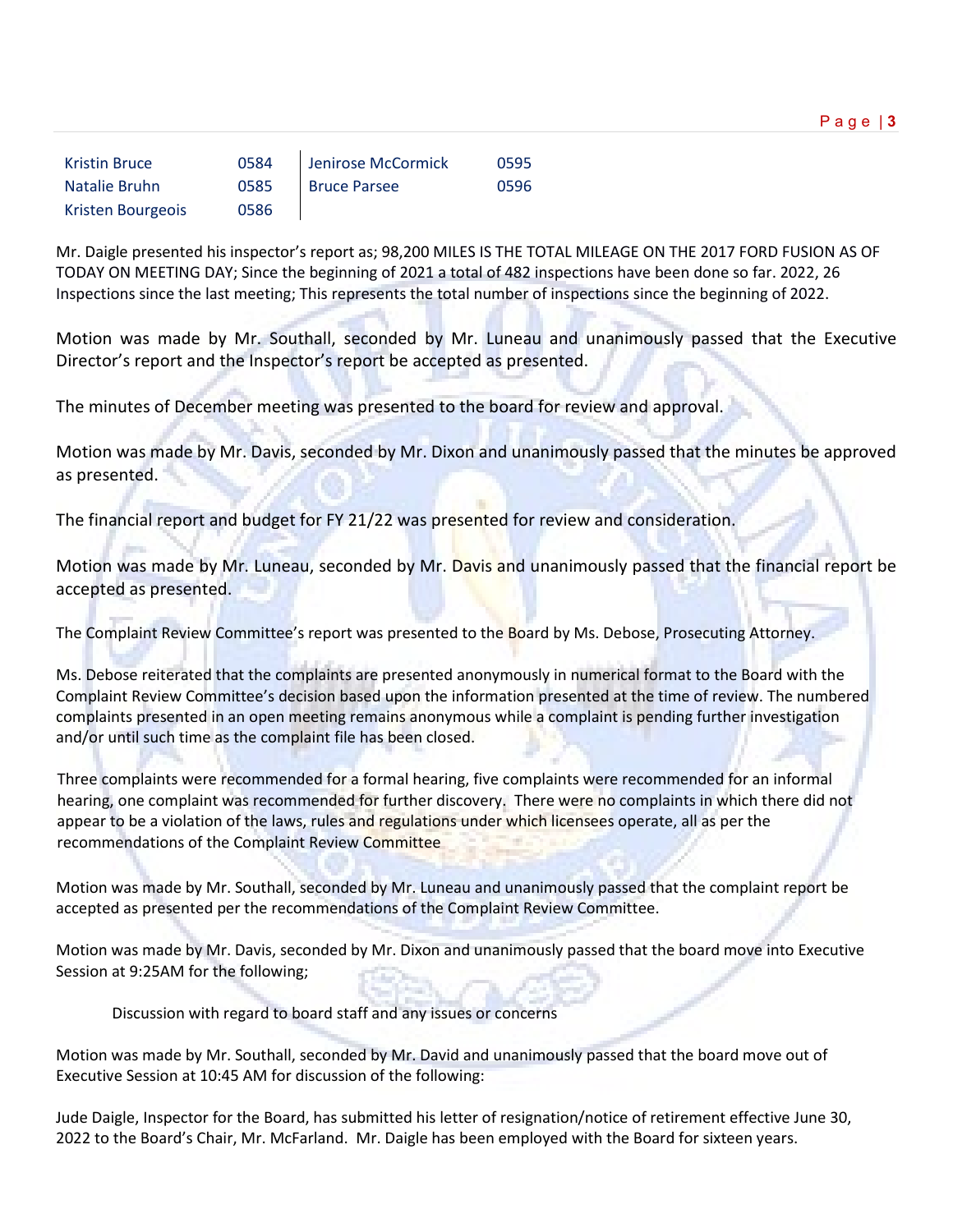| | | | |
|---|---|---|---|
| Kristin Bruce | 0584 | Jenirose McCormick | 0595 |
| Natalie Bruhn | 0585 | Bruce Parsee | 0596 |
| Kristen Bourgeois | 0586 | | |

Mr. Daigle presented his inspector's report as; 98,200 MILES IS THE TOTAL MILEAGE ON THE 2017 FORD FUSION AS OF TODAY ON MEETING DAY; Since the beginning of 2021 a total of 482 inspections have been done so far. 2022, 26 Inspections since the last meeting; This represents the total number of inspections since the beginning of 2022.

Motion was made by Mr. Southall, seconded by Mr. Luneau and unanimously passed that the Executive Director's report and the Inspector's report be accepted as presented.

The minutes of December meeting was presented to the board for review and approval.

Motion was made by Mr. Davis, seconded by Mr. Dixon and unanimously passed that the minutes be approved as presented.

The financial report and budget for FY 21/22 was presented for review and consideration.

Motion was made by Mr. Luneau, seconded by Mr. Davis and unanimously passed that the financial report be accepted as presented.

The Complaint Review Committee's report was presented to the Board by Ms. Debose, Prosecuting Attorney.

Ms. Debose reiterated that the complaints are presented anonymously in numerical format to the Board with the Complaint Review Committee's decision based upon the information presented at the time of review. The numbered complaints presented in an open meeting remains anonymous while a complaint is pending further investigation and/or until such time as the complaint file has been closed.

Three complaints were recommended for a formal hearing, five complaints were recommended for an informal hearing, one complaint was recommended for further discovery. There were no complaints in which there did not appear to be a violation of the laws, rules and regulations under which licensees operate, all as per the recommendations of the Complaint Review Committee

Motion was made by Mr. Southall, seconded by Mr. Luneau and unanimously passed that the complaint report be accepted as presented per the recommendations of the Complaint Review Committee.

Motion was made by Mr. Davis, seconded by Mr. Dixon and unanimously passed that the board move into Executive Session at 9:25AM for the following;

Discussion with regard to board staff and any issues or concerns

Motion was made by Mr. Southall, seconded by Mr. David and unanimously passed that the board move out of Executive Session at 10:45 AM for discussion of the following:

Jude Daigle, Inspector for the Board, has submitted his letter of resignation/notice of retirement effective June 30, 2022 to the Board's Chair, Mr. McFarland. Mr. Daigle has been employed with the Board for sixteen years.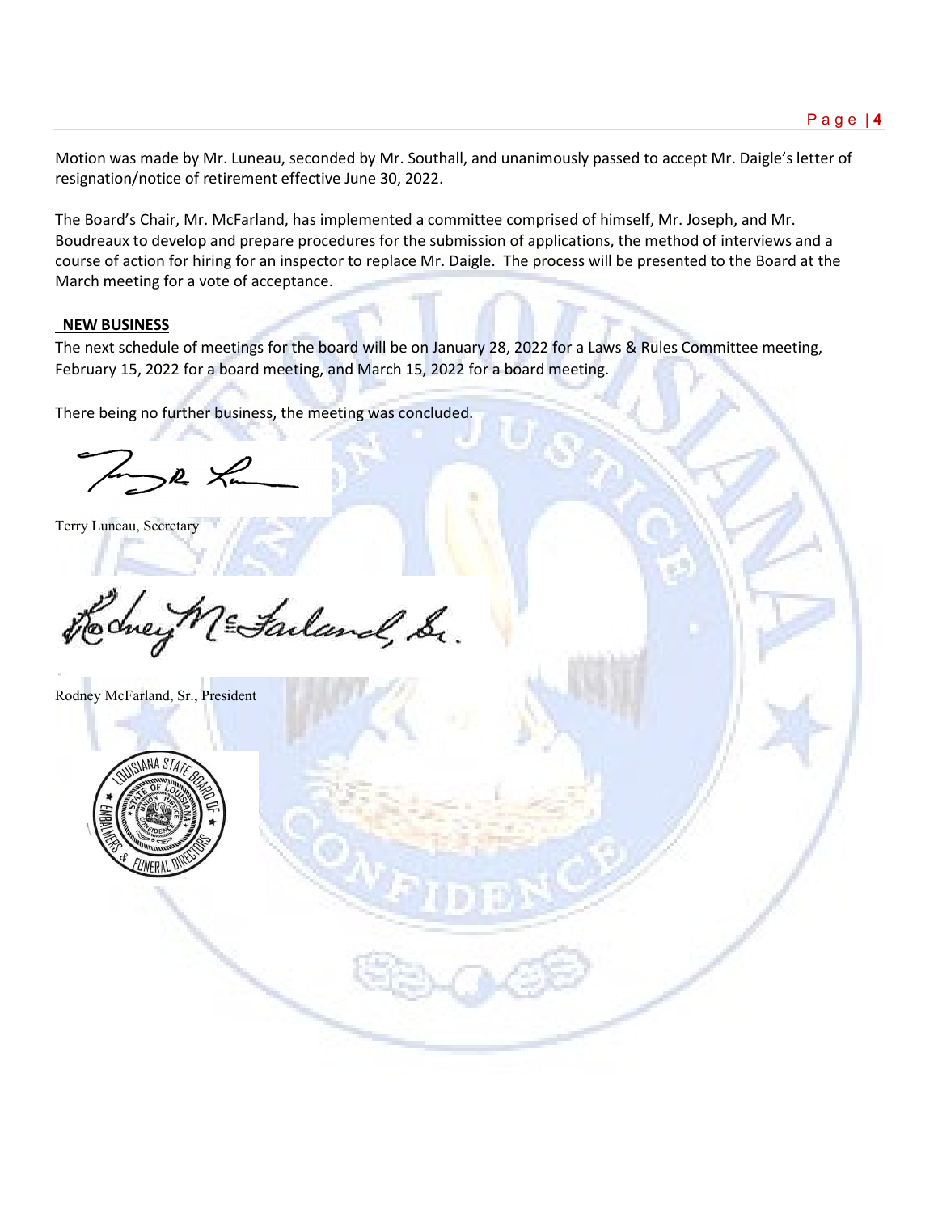Motion was made by Mr. Luneau, seconded by Mr. Southall, and unanimously passed to accept Mr. Daigle's letter of resignation/notice of retirement effective June 30, 2022.

The Board's Chair, Mr. McFarland, has implemented a committee comprised of himself, Mr. Joseph, and Mr. Boudreaux to develop and prepare procedures for the submission of applications, the method of interviews and a course of action for hiring for an inspector to replace Mr. Daigle. The process will be presented to the Board at the March meeting for a vote of acceptance.

**NEW BUSINESS**

The next schedule of meetings for the board will be on January 28, 2022 for a Laws & Rules Committee meeting, February 15, 2022 for a board meeting, and March 15, 2022 for a board meeting.

There being no further business, the meeting was concluded.

Terry Luneau, Secretary

Rodney McFarland, Sr., President